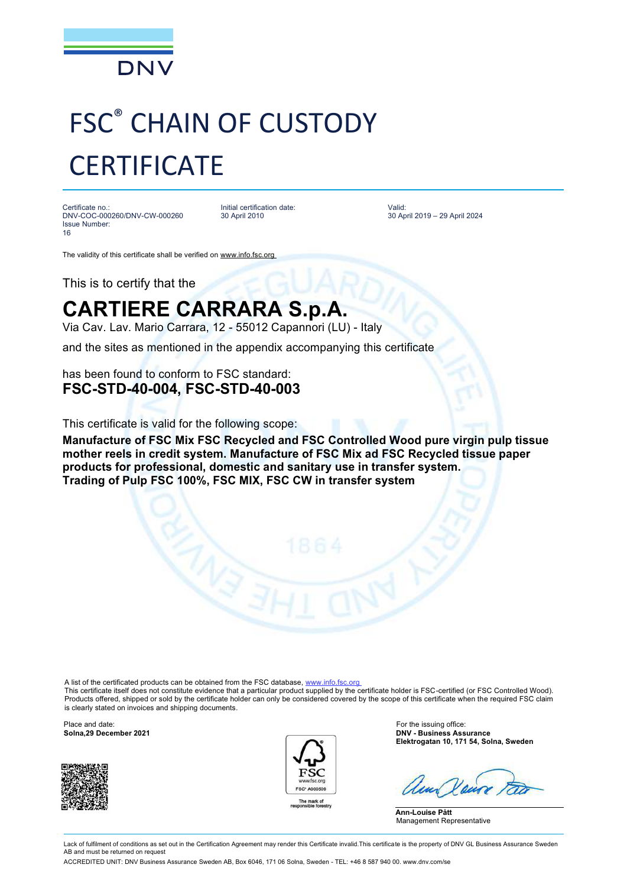DNV

# FSC® CHAIN OF CUSTODY CERTIFICATE

Certificate no.:
DNV-COC-000260/DNV-CW-000260
Issue Number:
16

Initial certification date:
30 April 2010

Valid:
30 April 2019 – 29 April 2024

The validity of this certificate shall be verified on www.info.fsc.org

This is to certify that the

## CARTIERE CARRARA S.p.A.

Via Cav. Lav. Mario Carrara, 12 - 55012 Capannori (LU) - Italy

and the sites as mentioned in the appendix accompanying this certificate

has been found to conform to FSC standard:
**FSC-STD-40-004, FSC-STD-40-003**

This certificate is valid for the following scope:
**Manufacture of FSC Mix FSC Recycled and FSC Controlled Wood pure virgin pulp tissue mother reels in credit system. Manufacture of FSC Mix ad FSC Recycled tissue paper products for professional, domestic and sanitary use in transfer system.**
**Trading of Pulp FSC 100%, FSC MIX, FSC CW in transfer system**

A list of the certificated products can be obtained from the FSC database, www.info.fsc.org
This certificate itself does not constitute evidence that a particular product supplied by the certificate holder is FSC-certified (or FSC Controlled Wood). Products offered, shipped or sold by the certificate holder can only be considered covered by the scope of this certificate when the required FSC claim is clearly stated on invoices and shipping documents.

Place and date:
**Solna,29 December 2021**

FSC®
www.fsc.org
FSC® A000509
The mark of responsible forestry

For the issuing office:
**DNV - Business Assurance**
**Elektrogatan 10, 171 54, Solna, Sweden**

**Ann-Louise Pått**
Management Representative

Lack of fulfilment of conditions as set out in the Certification Agreement may render this Certificate invalid.This certificate is the property of DNV GL Business Assurance Sweden AB and must be returned on request

ACCREDITED UNIT: DNV Business Assurance Sweden AB, Box 6046, 171 06 Solna, Sweden - TEL: +46 8 587 940 00. www.dnv.com/se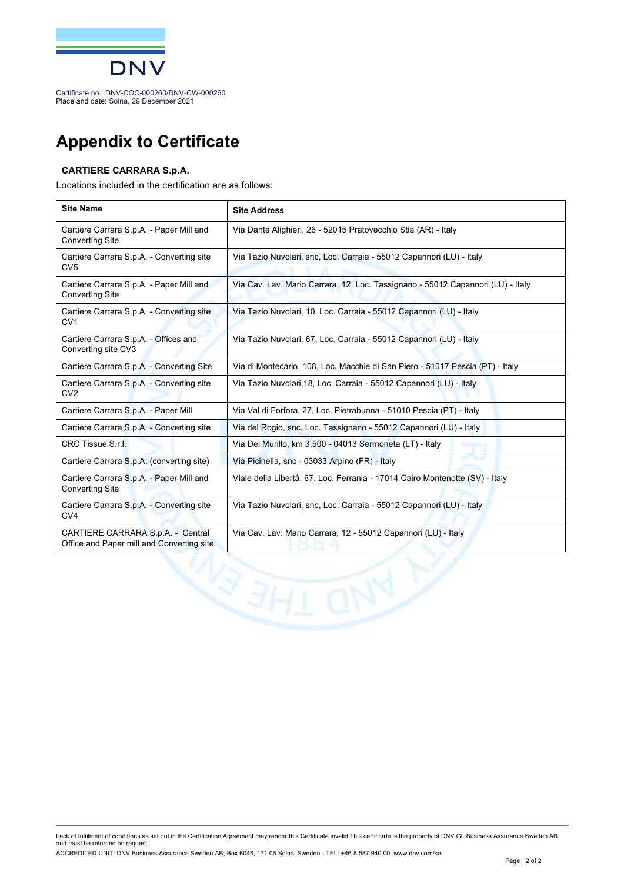Certificate no.: DNV-COC-000260/DNV-CW-000260
Place and date: Solna, 29 December 2021

# Appendix to Certificate

### CARTIERE CARRARA S.p.A.

Locations included in the certification are as follows:

| Site Name | Site Address |
|---|---|
| Cartiere Carrara S.p.A. - Paper Mill and Converting Site | Via Dante Alighieri, 26 - 52015 Pratovecchio Stia (AR) - Italy |
| Cartiere Carrara S.p.A. - Converting site CV5 | Via Tazio Nuvolari, snc, Loc. Carraia - 55012 Capannori (LU) - Italy |
| Cartiere Carrara S.p.A. - Paper Mill and Converting Site | Via Cav. Lav. Mario Carrara, 12, Loc. Tassignano - 55012 Capannori (LU) - Italy |
| Cartiere Carrara S.p.A. - Converting site CV1 | Via Tazio Nuvolari, 10, Loc. Carraia - 55012 Capannori (LU) - Italy |
| Cartiere Carrara S.p.A. - Offices and Converting site CV3 | Via Tazio Nuvolari, 67, Loc. Carraia - 55012 Capannori (LU) - Italy |
| Cartiere Carrara S.p.A. - Converting Site | Via di Montecarlo, 108, Loc. Macchie di San Piero - 51017 Pescia (PT) - Italy |
| Cartiere Carrara S.p.A. - Converting site CV2 | Via Tazio Nuvolari,18, Loc. Carraia - 55012 Capannori (LU) - Italy |
| Cartiere Carrara S.p.A. - Paper Mill | Via Val di Forfora, 27, Loc. Pietrabuona - 51010 Pescia (PT) - Italy |
| Cartiere Carrara S.p.A. - Converting site | Via del Rogio, snc, Loc. Tassignano - 55012 Capannori (LU) - Italy |
| CRC Tissue S.r.l. | Via Del Murillo, km 3,500 - 04013 Sermoneta (LT) - Italy |
| Cartiere Carrara S.p.A. (converting site) | Via Picinella, snc - 03033 Arpino (FR) - Italy |
| Cartiere Carrara S.p.A. - Paper Mill and Converting Site | Viale della Libertà, 67, Loc. Ferrania - 17014 Cairo Montenotte (SV) - Italy |
| Cartiere Carrara S.p.A. - Converting site CV4 | Via Tazio Nuvolari, snc, Loc. Carraia - 55012 Capannori (LU) - Italy |
| CARTIERE CARRARA S.p.A. - Central Office and Paper mill and Converting site | Via Cav. Lav. Mario Carrara, 12 - 55012 Capannori (LU) - Italy |

Lack of fulfilment of conditions as set out in the Certification Agreement may render this Certificate invalid.This certificate is the property of DNV GL Business Assurance Sweden AB and must be returned on request

ACCREDITED UNIT: DNV Business Assurance Sweden AB, Box 6046, 171 06 Solna, Sweden - TEL: +46 8 587 940 00. www.dnv.com/se